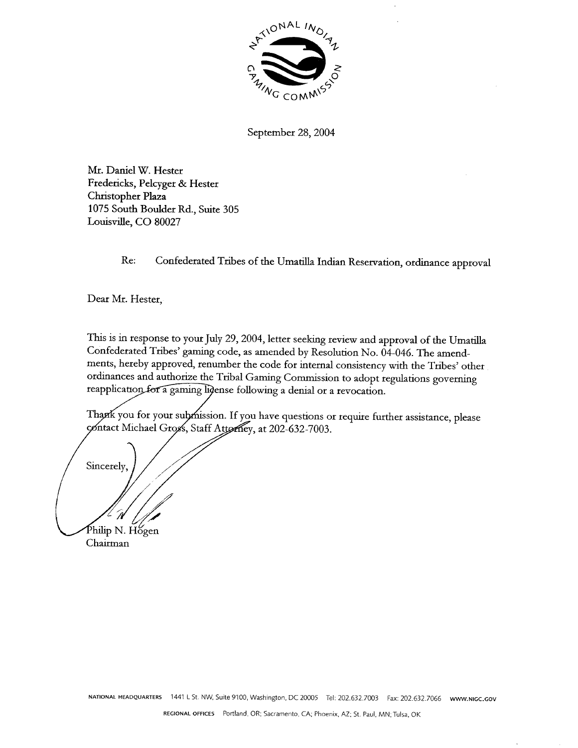NATIONAL INDIAN GAMING COMMISSION

September 28, 2004

Mr. Daniel W. Hester
Fredericks, Pelcyger & Hester
Christopher Plaza
1075 South Boulder Rd., Suite 305
Louisville, CO 80027

Re: Confederated Tribes of the Umatilla Indian Reservation, ordinance approval

Dear Mr. Hester,

This is in response to your July 29, 2004, letter seeking review and approval of the Umatilla Confederated Tribes' gaming code, as amended by Resolution No. 04-046. The amendments, hereby approved, renumber the code for internal consistency with the Tribes' other ordinances and authorize the Tribal Gaming Commission to adopt regulations governing reapplication for a gaming license following a denial or a revocation.

Thank you for your submission. If you have questions or require further assistance, please contact Michael Gross, Staff Attorney, at 202-632-7003.

Sincerely,

Philip N. Hogen
Chairman

NATIONAL HEADQUARTERS 1441 L St. NW, Suite 9100, Washington, DC 20005 Tel: 202.632.7003 Fax: 202.632.7066 WWW.NIGC.GOV

REGIONAL OFFICES Portland, OR; Sacramento, CA; Phoenix, AZ; St. Paul, MN; Tulsa, OK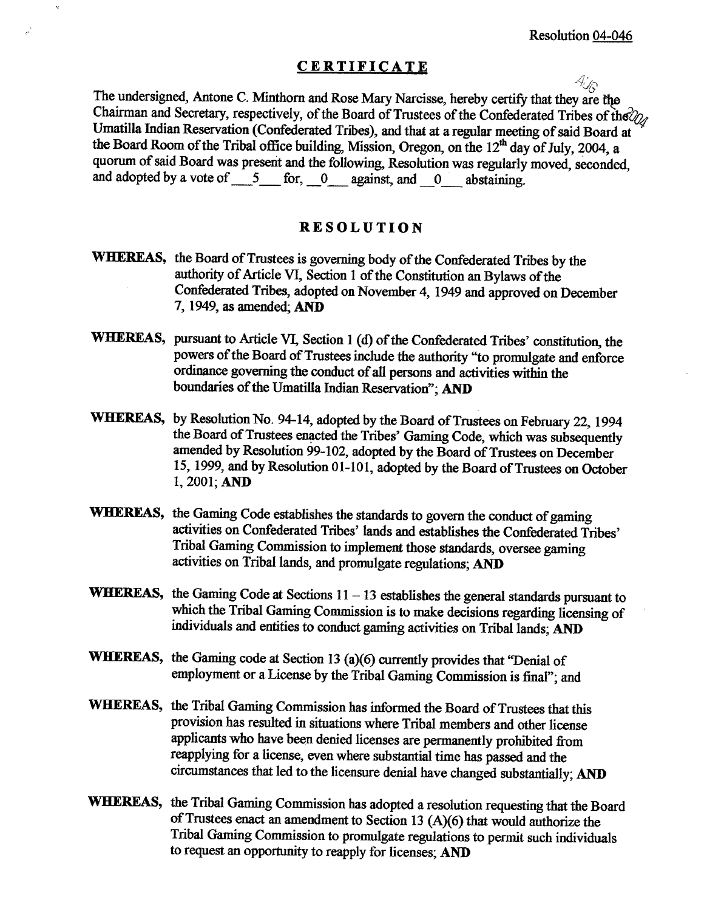Resolution 04-046

## CERTIFICATE

The undersigned, Antone C. Minthorn and Rose Mary Narcisse, hereby certify that they are the Chairman and Secretary, respectively, of the Board of Trustees of the Confederated Tribes of the Umatilla Indian Reservation (Confederated Tribes), and that at a regular meeting of said Board at the Board Room of the Tribal office building, Mission, Oregon, on the 12th day of July, 2004, a quorum of said Board was present and the following, Resolution was regularly moved, seconded, and adopted by a vote of \_\_5\_\_ for, \_\_0\_\_ against, and \_\_0\_\_ abstaining.

## RESOLUTION

**WHEREAS,** the Board of Trustees is governing body of the Confederated Tribes by the authority of Article VI, Section 1 of the Constitution an Bylaws of the Confederated Tribes, adopted on November 4, 1949 and approved on December 7, 1949, as amended; **AND**

**WHEREAS,** pursuant to Article VI, Section 1 (d) of the Confederated Tribes' constitution, the powers of the Board of Trustees include the authority "to promulgate and enforce ordinance governing the conduct of all persons and activities within the boundaries of the Umatilla Indian Reservation"; **AND**

**WHEREAS,** by Resolution No. 94-14, adopted by the Board of Trustees on February 22, 1994 the Board of Trustees enacted the Tribes' Gaming Code, which was subsequently amended by Resolution 99-102, adopted by the Board of Trustees on December 15, 1999, and by Resolution 01-101, adopted by the Board of Trustees on October 1, 2001; **AND**

**WHEREAS,** the Gaming Code establishes the standards to govern the conduct of gaming activities on Confederated Tribes' lands and establishes the Confederated Tribes' Tribal Gaming Commission to implement those standards, oversee gaming activities on Tribal lands, and promulgate regulations; **AND**

**WHEREAS,** the Gaming Code at Sections 11 – 13 establishes the general standards pursuant to which the Tribal Gaming Commission is to make decisions regarding licensing of individuals and entities to conduct gaming activities on Tribal lands; **AND**

**WHEREAS,** the Gaming code at Section 13 (a)(6) currently provides that "Denial of employment or a License by the Tribal Gaming Commission is final"; and

**WHEREAS,** the Tribal Gaming Commission has informed the Board of Trustees that this provision has resulted in situations where Tribal members and other license applicants who have been denied licenses are permanently prohibited from reapplying for a license, even where substantial time has passed and the circumstances that led to the licensure denial have changed substantially; **AND**

**WHEREAS,** the Tribal Gaming Commission has adopted a resolution requesting that the Board of Trustees enact an amendment to Section 13 (A)(6) that would authorize the Tribal Gaming Commission to promulgate regulations to permit such individuals to request an opportunity to reapply for licenses; **AND**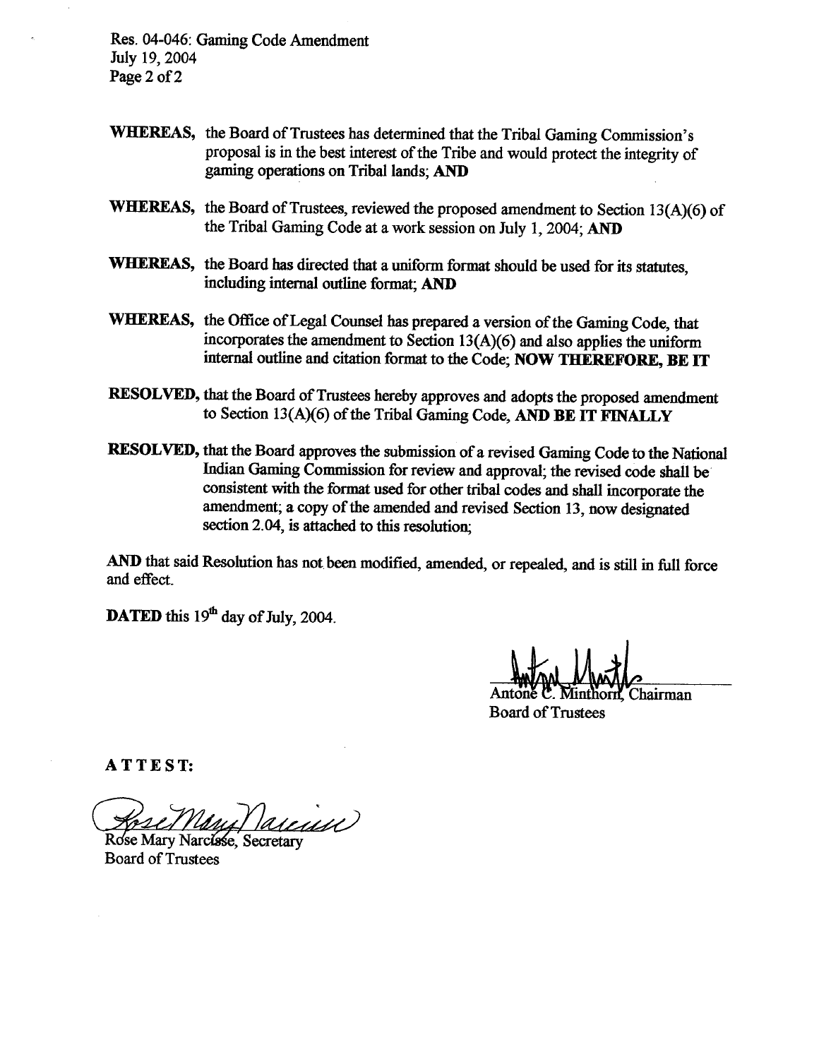**WHEREAS,** the Board of Trustees has determined that the Tribal Gaming Commission's proposal is in the best interest of the Tribe and would protect the integrity of gaming operations on Tribal lands; **AND**

**WHEREAS,** the Board of Trustees, reviewed the proposed amendment to Section 13(A)(6) of the Tribal Gaming Code at a work session on July 1, 2004; **AND**

**WHEREAS,** the Board has directed that a uniform format should be used for its statutes, including internal outline format; **AND**

**WHEREAS,** the Office of Legal Counsel has prepared a version of the Gaming Code, that incorporates the amendment to Section 13(A)(6) and also applies the uniform internal outline and citation format to the Code; **NOW THEREFORE, BE IT**

**RESOLVED,** that the Board of Trustees hereby approves and adopts the proposed amendment to Section 13(A)(6) of the Tribal Gaming Code, **AND BE IT FINALLY**

**RESOLVED,** that the Board approves the submission of a revised Gaming Code to the National Indian Gaming Commission for review and approval; the revised code shall be consistent with the format used for other tribal codes and shall incorporate the amendment; a copy of the amended and revised Section 13, now designated section 2.04, is attached to this resolution;

**AND** that said Resolution has not been modified, amended, or repealed, and is still in full force and effect.

**DATED** this 19th day of July, 2004.

Antone C. Minthorn, Chairman
Board of Trustees

**ATTEST:**

Rose Mary Narcisse, Secretary
Board of Trustees